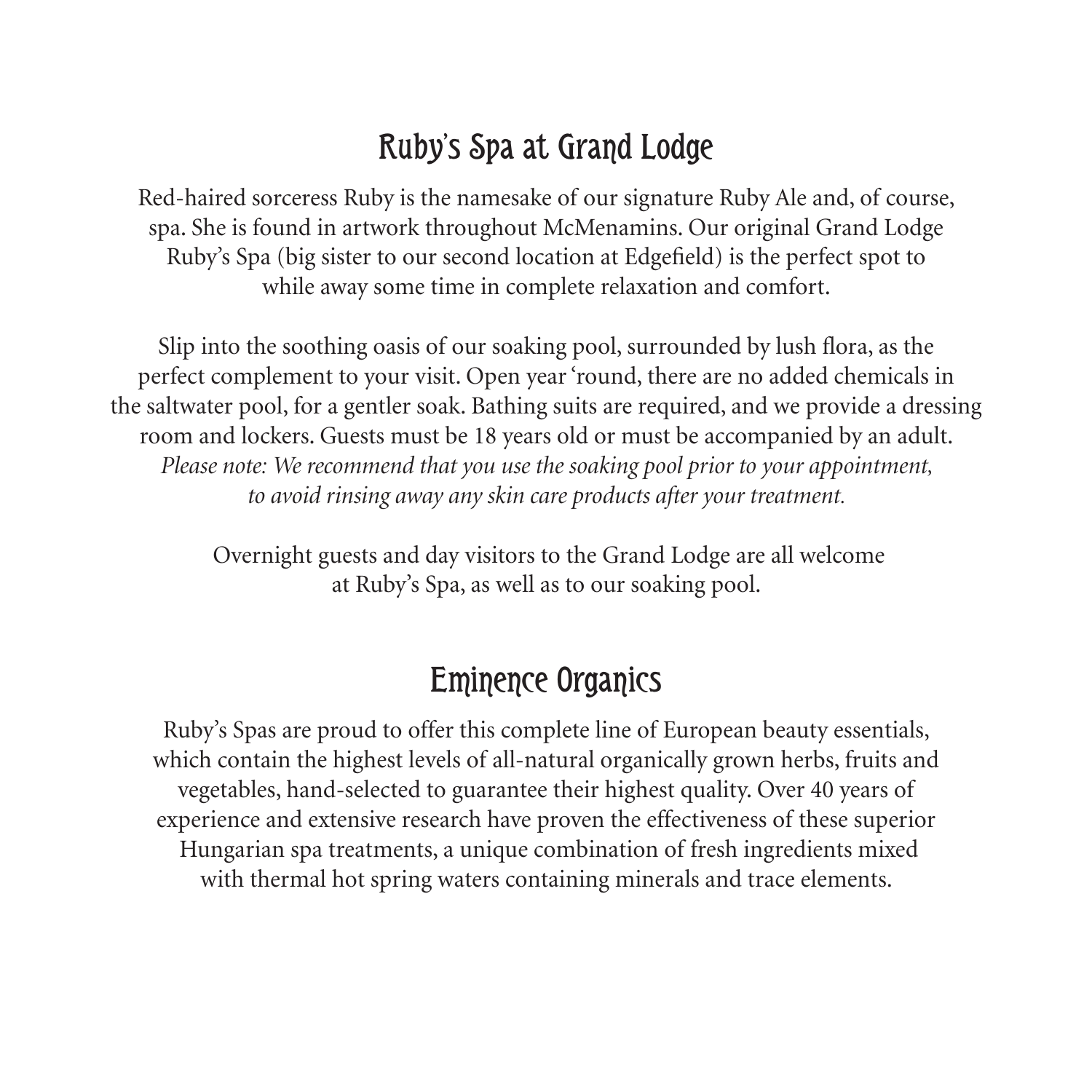## Ruby's Spa at Grand Lodge

Red-haired sorceress Ruby is the namesake of our signature Ruby Ale and, of course, spa. She is found in artwork throughout McMenamins. Our original Grand Lodge Ruby's Spa (big sister to our second location at Edgefield) is the perfect spot to while away some time in complete relaxation and comfort.

Slip into the soothing oasis of our soaking pool, surrounded by lush flora, as the perfect complement to your visit. Open year 'round, there are no added chemicals in the saltwater pool, for a gentler soak. Bathing suits are required, and we provide a dressing room and lockers. Guests must be 18 years old or must be accompanied by an adult. *Please note: We recommend that you use the soaking pool prior to your appointment, to avoid rinsing away any skin care products after your treatment.*

Overnight guests and day visitors to the Grand Lodge are all welcome at Ruby's Spa, as well as to our soaking pool.

## Eminence Organics

Ruby's Spas are proud to offer this complete line of European beauty essentials, which contain the highest levels of all-natural organically grown herbs, fruits and vegetables, hand-selected to guarantee their highest quality. Over 40 years of experience and extensive research have proven the effectiveness of these superior Hungarian spa treatments, a unique combination of fresh ingredients mixed with thermal hot spring waters containing minerals and trace elements.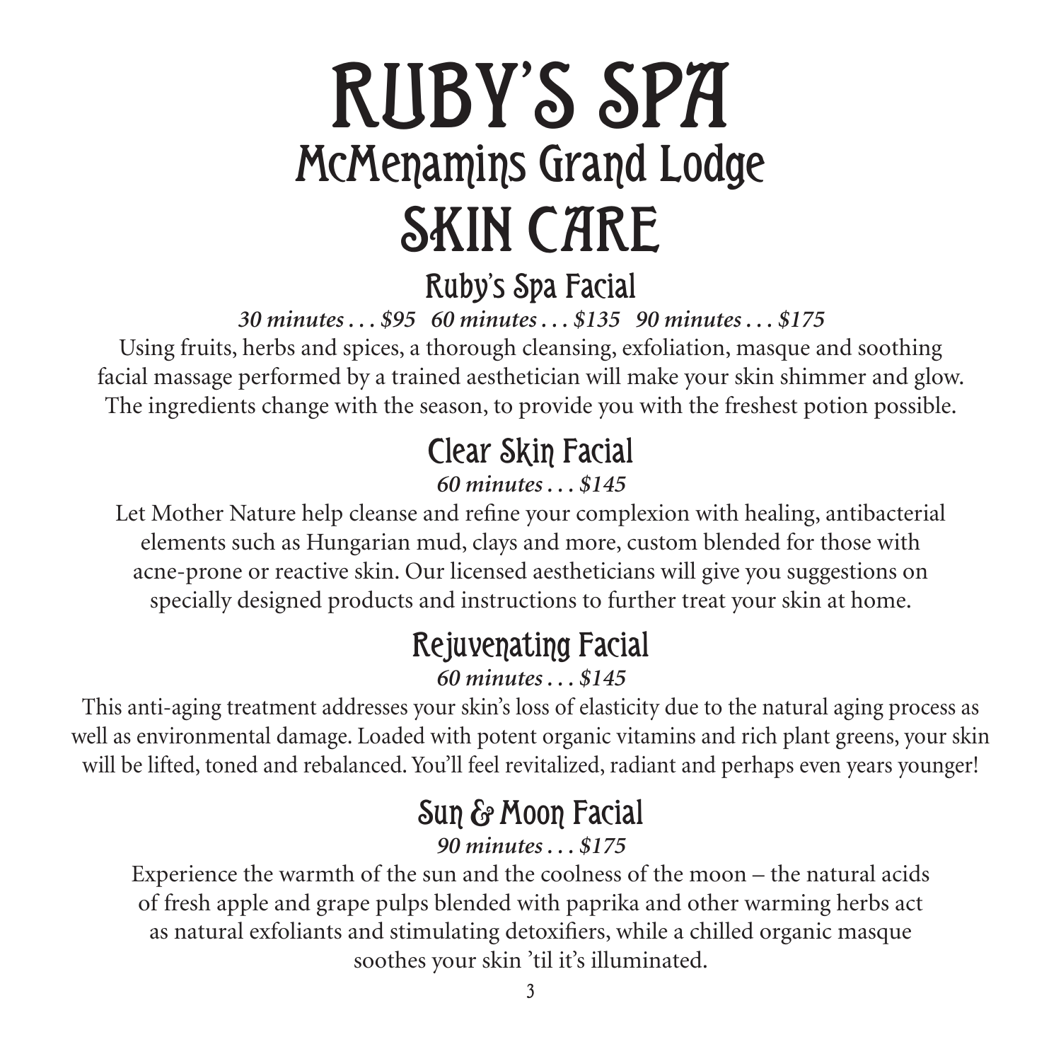# RUBY'S SPA

## McMenamins Grand Lodge

# SKIN CARE

### Ruby's Spa Facial

***30 minutes . . . $95   60 minutes . . . $135   90 minutes . . . $175***

Using fruits, herbs and spices, a thorough cleansing, exfoliation, masque and soothing facial massage performed by a trained aesthetician will make your skin shimmer and glow. The ingredients change with the season, to provide you with the freshest potion possible.

### Clear Skin Facial

***60 minutes . . . $145***

Let Mother Nature help cleanse and refine your complexion with healing, antibacterial elements such as Hungarian mud, clays and more, custom blended for those with acne-prone or reactive skin. Our licensed aestheticians will give you suggestions on specially designed products and instructions to further treat your skin at home.

### Rejuvenating Facial

***60 minutes . . . $145***

This anti-aging treatment addresses your skin's loss of elasticity due to the natural aging process as well as environmental damage. Loaded with potent organic vitamins and rich plant greens, your skin will be lifted, toned and rebalanced. You'll feel revitalized, radiant and perhaps even years younger!

### Sun & Moon Facial

***90 minutes . . . $175***

Experience the warmth of the sun and the coolness of the moon – the natural acids of fresh apple and grape pulps blended with paprika and other warming herbs act as natural exfoliants and stimulating detoxifiers, while a chilled organic masque soothes your skin 'til it's illuminated.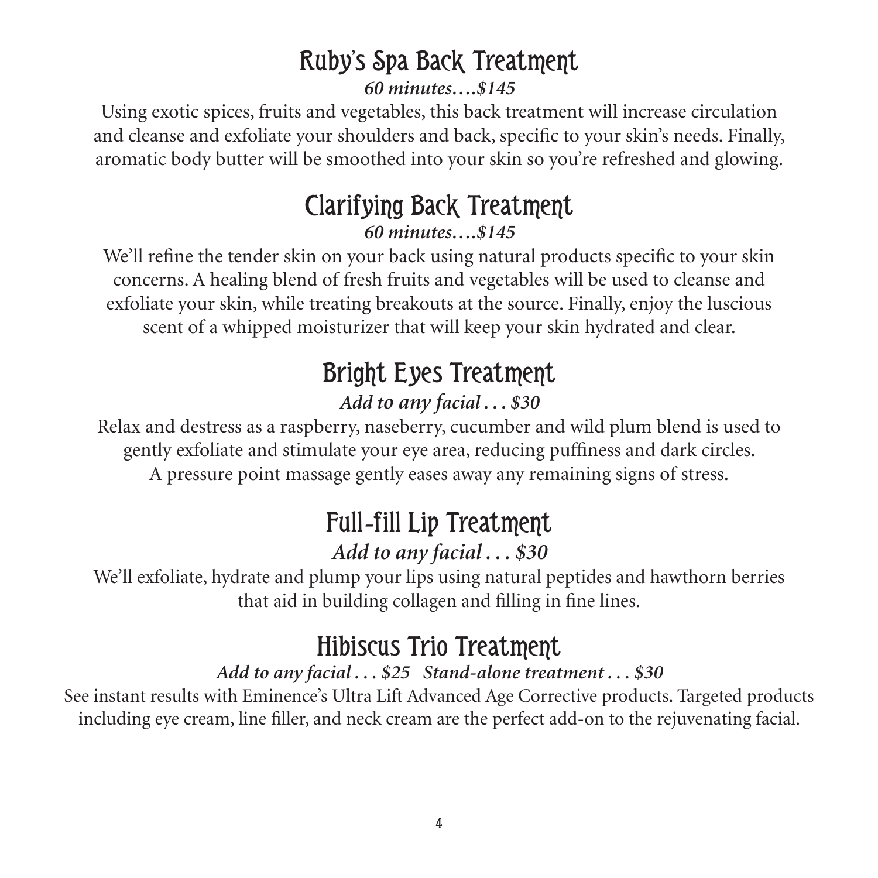## Ruby's Spa Back Treatment

*60 minutes….$145*

Using exotic spices, fruits and vegetables, this back treatment will increase circulation and cleanse and exfoliate your shoulders and back, specific to your skin's needs. Finally, aromatic body butter will be smoothed into your skin so you're refreshed and glowing.

## Clarifying Back Treatment

*60 minutes….$145*

We'll refine the tender skin on your back using natural products specific to your skin concerns. A healing blend of fresh fruits and vegetables will be used to cleanse and exfoliate your skin, while treating breakouts at the source. Finally, enjoy the luscious scent of a whipped moisturizer that will keep your skin hydrated and clear.

## Bright Eyes Treatment

*Add to any facial . . . $30*

Relax and destress as a raspberry, naseberry, cucumber and wild plum blend is used to gently exfoliate and stimulate your eye area, reducing puffiness and dark circles. A pressure point massage gently eases away any remaining signs of stress.

## Full-fill Lip Treatment

*Add to any facial . . . $30*

We'll exfoliate, hydrate and plump your lips using natural peptides and hawthorn berries that aid in building collagen and filling in fine lines.

## Hibiscus Trio Treatment

*Add to any facial . . . $25 Stand-alone treatment . . . $30*

See instant results with Eminence's Ultra Lift Advanced Age Corrective products. Targeted products including eye cream, line filler, and neck cream are the perfect add-on to the rejuvenating facial.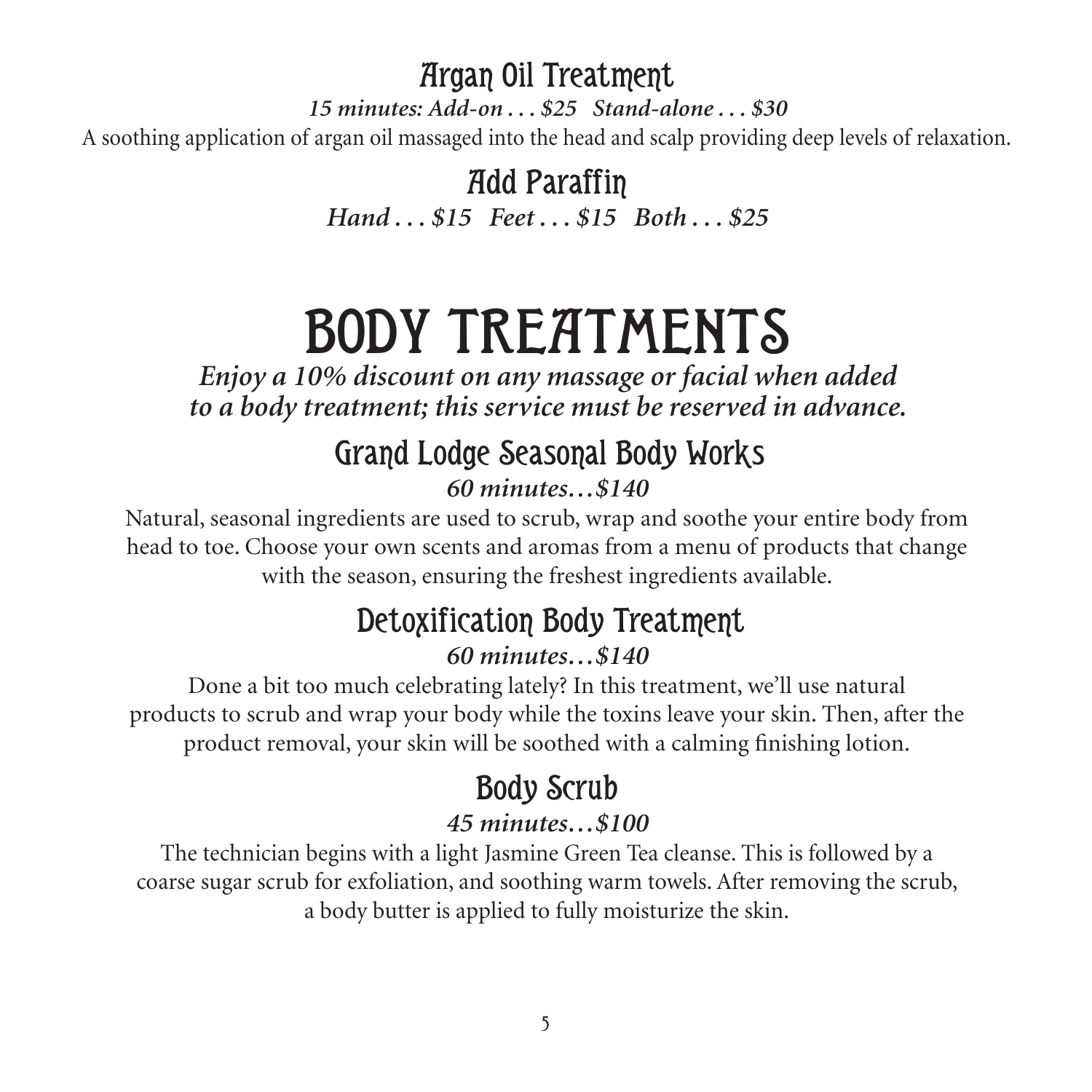### Argan Oil Treatment

*15 minutes: Add-on . . . $25   Stand-alone . . . $30*

A soothing application of argan oil massaged into the head and scalp providing deep levels of relaxation.

### Add Paraffin

*Hand . . . $15   Feet . . . $15   Both . . . $25*

# BODY TREATMENTS

***Enjoy a 10% discount on any massage or facial when added to a body treatment; this service must be reserved in advance.***

### Grand Lodge Seasonal Body Works

*60 minutes…$140*

Natural, seasonal ingredients are used to scrub, wrap and soothe your entire body from head to toe. Choose your own scents and aromas from a menu of products that change with the season, ensuring the freshest ingredients available.

### Detoxification Body Treatment

*60 minutes…$140*

Done a bit too much celebrating lately? In this treatment, we'll use natural products to scrub and wrap your body while the toxins leave your skin. Then, after the product removal, your skin will be soothed with a calming finishing lotion.

### Body Scrub

*45 minutes…$100*

The technician begins with a light Jasmine Green Tea cleanse. This is followed by a coarse sugar scrub for exfoliation, and soothing warm towels. After removing the scrub, a body butter is applied to fully moisturize the skin.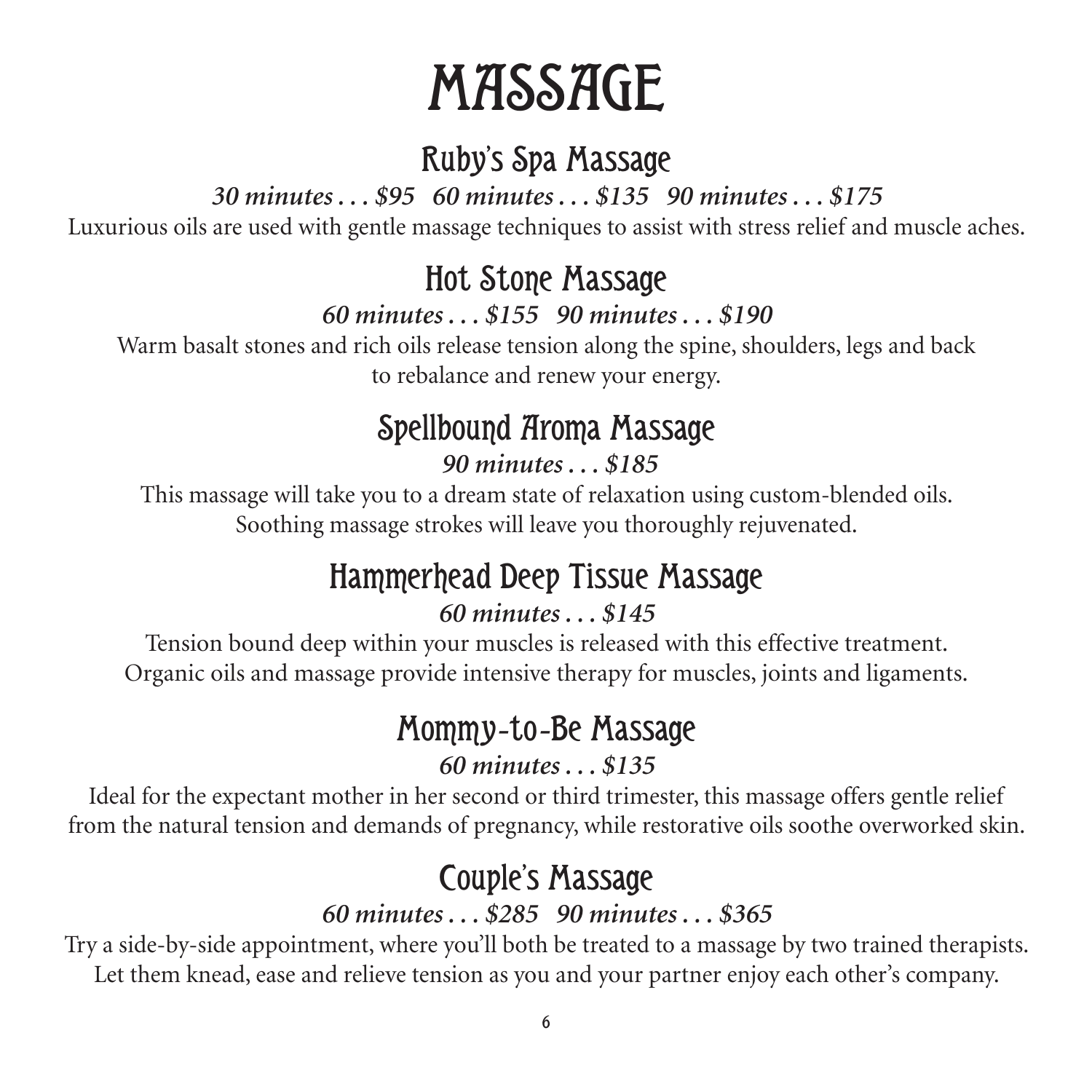# MASSAGE

## Ruby's Spa Massage

***30 minutes . . . $95   60 minutes . . . $135   90 minutes . . . $175***

Luxurious oils are used with gentle massage techniques to assist with stress relief and muscle aches.

## Hot Stone Massage

***60 minutes . . . $155   90 minutes . . . $190***

Warm basalt stones and rich oils release tension along the spine, shoulders, legs and back to rebalance and renew your energy.

## Spellbound Aroma Massage

***90 minutes . . . $185***

This massage will take you to a dream state of relaxation using custom-blended oils. Soothing massage strokes will leave you thoroughly rejuvenated.

## Hammerhead Deep Tissue Massage

***60 minutes . . . $145***

Tension bound deep within your muscles is released with this effective treatment. Organic oils and massage provide intensive therapy for muscles, joints and ligaments.

## Mommy-to-Be Massage

***60 minutes . . . $135***

Ideal for the expectant mother in her second or third trimester, this massage offers gentle relief from the natural tension and demands of pregnancy, while restorative oils soothe overworked skin.

## Couple's Massage

***60 minutes . . . $285   90 minutes . . . $365***

Try a side-by-side appointment, where you'll both be treated to a massage by two trained therapists. Let them knead, ease and relieve tension as you and your partner enjoy each other's company.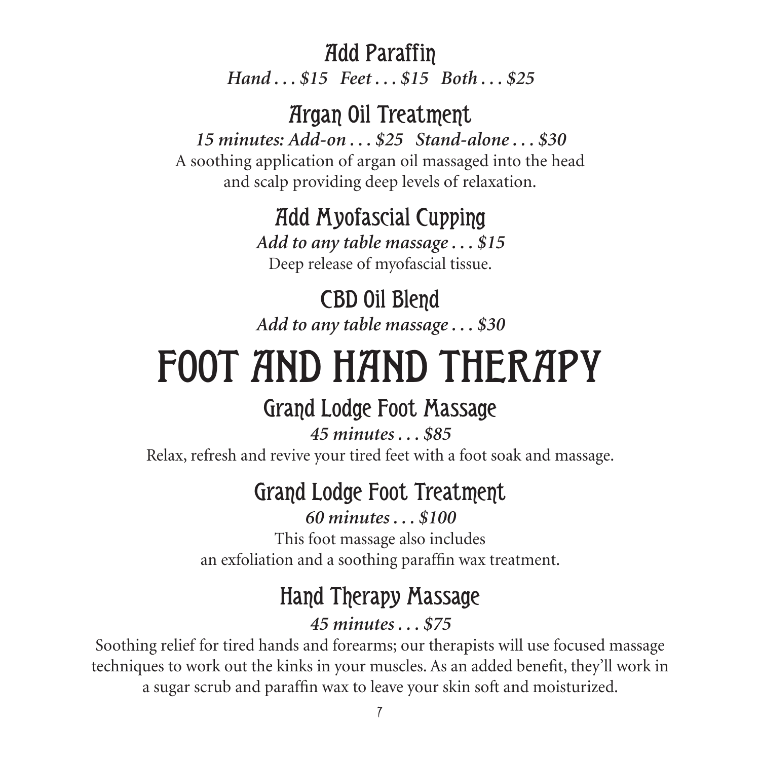### Add Paraffin

*Hand . . . $15   Feet . . . $15   Both . . . $25*

### Argan Oil Treatment

*15 minutes: Add-on . . . $25   Stand-alone . . . $30*

A soothing application of argan oil massaged into the head and scalp providing deep levels of relaxation.

### Add Myofascial Cupping

*Add to any table massage . . . $15*

Deep release of myofascial tissue.

### CBD Oil Blend

*Add to any table massage . . . $30*

# FOOT AND HAND THERAPY

### Grand Lodge Foot Massage

*45 minutes . . . $85*

Relax, refresh and revive your tired feet with a foot soak and massage.

### Grand Lodge Foot Treatment

*60 minutes . . . $100*

This foot massage also includes an exfoliation and a soothing paraffin wax treatment.

### Hand Therapy Massage

*45 minutes . . . $75*

Soothing relief for tired hands and forearms; our therapists will use focused massage techniques to work out the kinks in your muscles. As an added benefit, they'll work in a sugar scrub and paraffin wax to leave your skin soft and moisturized.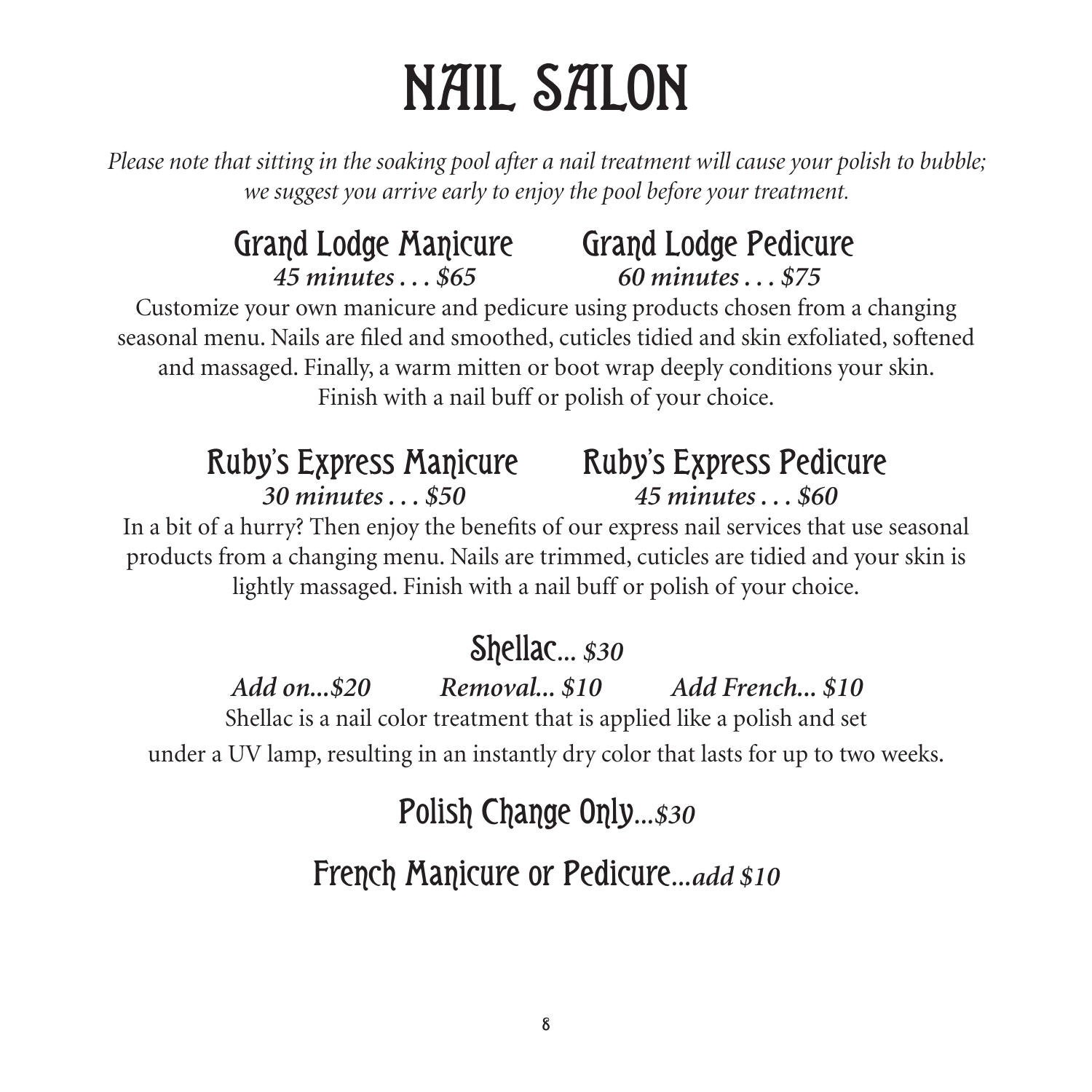# NAIL SALON

*Please note that sitting in the soaking pool after a nail treatment will cause your polish to bubble; we suggest you arrive early to enjoy the pool before your treatment.*

## Grand Lodge Manicure

***45 minutes . . . $65***

## Grand Lodge Pedicure

***60 minutes . . . $75***

Customize your own manicure and pedicure using products chosen from a changing seasonal menu. Nails are filed and smoothed, cuticles tidied and skin exfoliated, softened and massaged. Finally, a warm mitten or boot wrap deeply conditions your skin. Finish with a nail buff or polish of your choice.

## Ruby's Express Manicure

***30 minutes . . . $50***

## Ruby's Express Pedicure

***45 minutes . . . $60***

In a bit of a hurry? Then enjoy the benefits of our express nail services that use seasonal products from a changing menu. Nails are trimmed, cuticles are tidied and your skin is lightly massaged. Finish with a nail buff or polish of your choice.

## Shellac... *$30*

***Add on...$20*** ***Removal... $10*** ***Add French... $10***

Shellac is a nail color treatment that is applied like a polish and set under a UV lamp, resulting in an instantly dry color that lasts for up to two weeks.

## Polish Change Only...*$30*

## French Manicure or Pedicure...*add $10*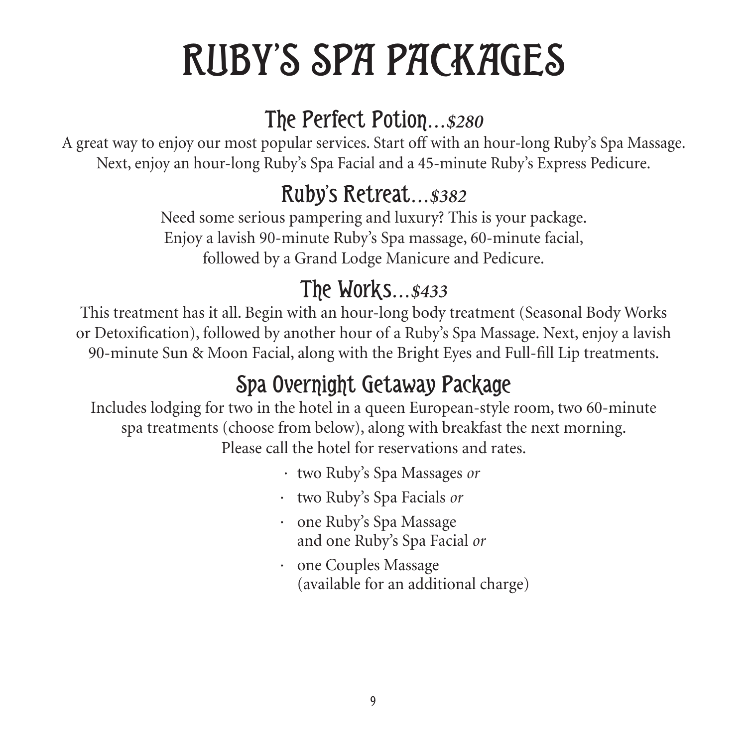# RUBY'S SPA PACKAGES

## The Perfect Potion…*$280*

A great way to enjoy our most popular services. Start off with an hour-long Ruby's Spa Massage. Next, enjoy an hour-long Ruby's Spa Facial and a 45-minute Ruby's Express Pedicure.

## Ruby's Retreat…*$382*

Need some serious pampering and luxury? This is your package. Enjoy a lavish 90-minute Ruby's Spa massage, 60-minute facial, followed by a Grand Lodge Manicure and Pedicure.

## The Works…*$433*

This treatment has it all. Begin with an hour-long body treatment (Seasonal Body Works or Detoxification), followed by another hour of a Ruby's Spa Massage. Next, enjoy a lavish 90-minute Sun & Moon Facial, along with the Bright Eyes and Full-fill Lip treatments.

## Spa Overnight Getaway Package

Includes lodging for two in the hotel in a queen European-style room, two 60-minute spa treatments (choose from below), along with breakfast the next morning. Please call the hotel for reservations and rates.

- two Ruby's Spa Massages *or*
- two Ruby's Spa Facials *or*
- one Ruby's Spa Massage and one Ruby's Spa Facial *or*
- one Couples Massage (available for an additional charge)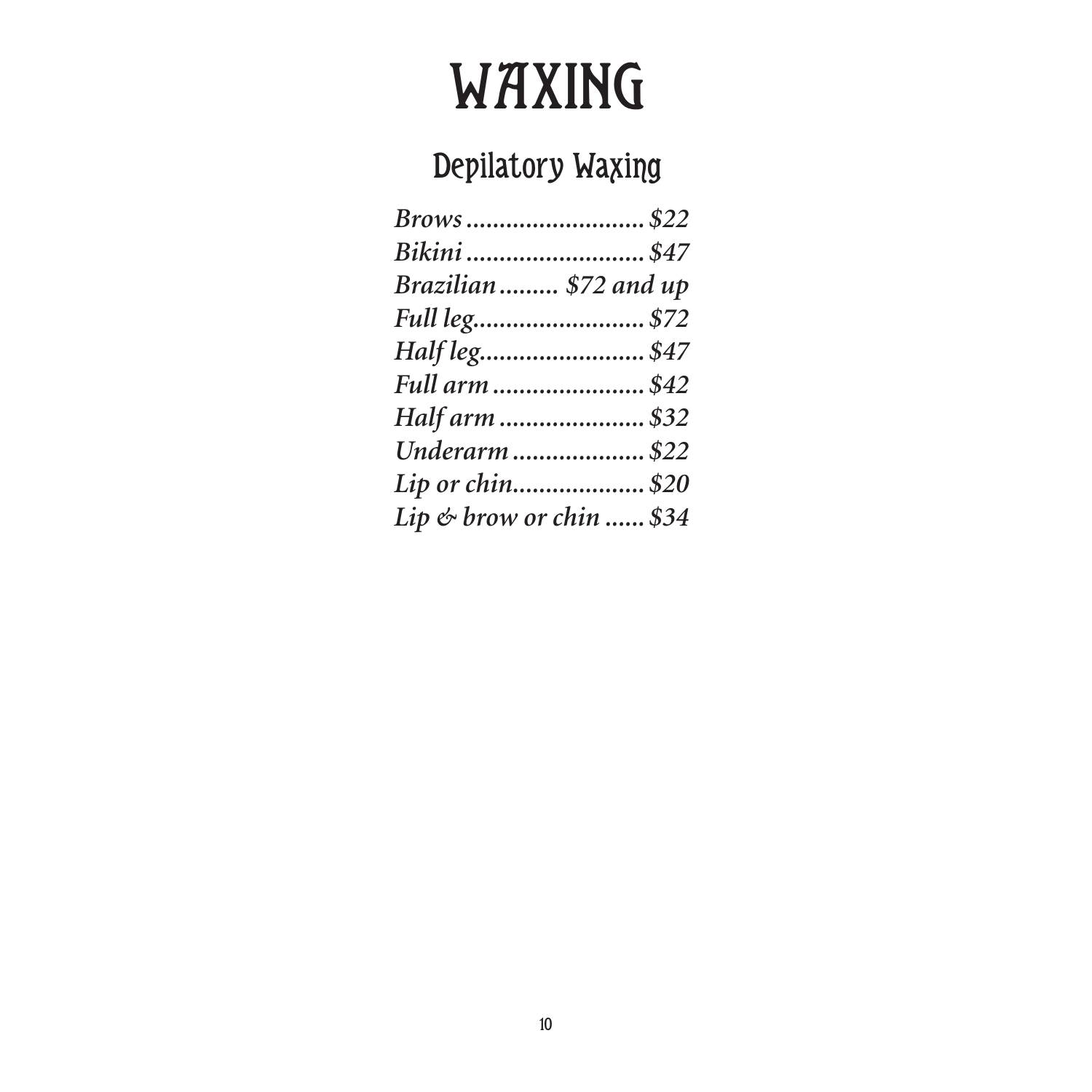# WAXING

## Depilatory Waxing

*Brows ........................... $22*
*Bikini ........................... $47*
*Brazilian ......... $72 and up*
*Full leg.......................... $72*
*Half leg......................... $47*
*Full arm ....................... $42*
*Half arm ...................... $32*
*Underarm .................... $22*
*Lip or chin.................... $20*
*Lip & brow or chin ...... $34*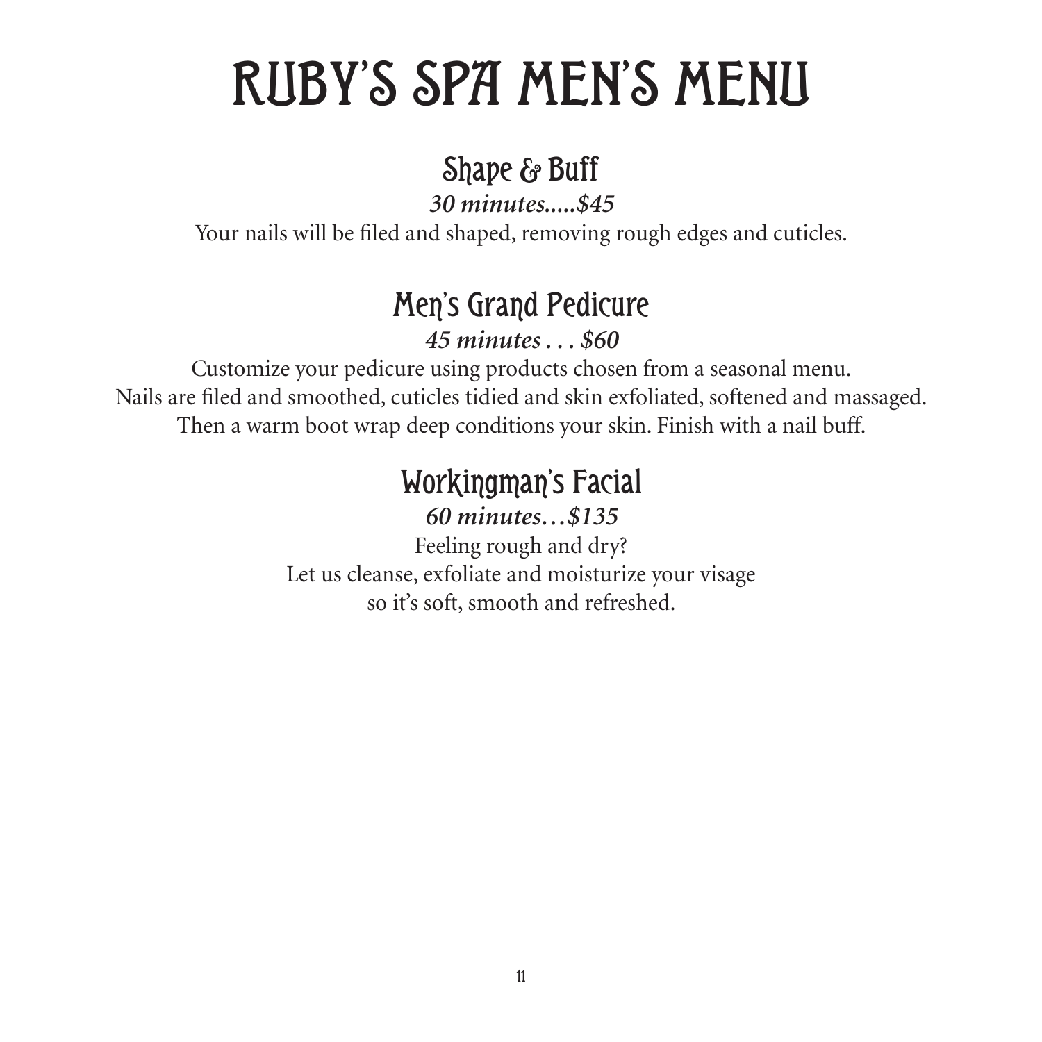# RUBY'S SPA MEN'S MENU

## Shape & Buff

***30 minutes.....$45***

Your nails will be filed and shaped, removing rough edges and cuticles.

## Men's Grand Pedicure

***45 minutes . . . $60***

Customize your pedicure using products chosen from a seasonal menu.
Nails are filed and smoothed, cuticles tidied and skin exfoliated, softened and massaged.
Then a warm boot wrap deep conditions your skin. Finish with a nail buff.

## Workingman's Facial

***60 minutes…$135***

Feeling rough and dry?
Let us cleanse, exfoliate and moisturize your visage
so it's soft, smooth and refreshed.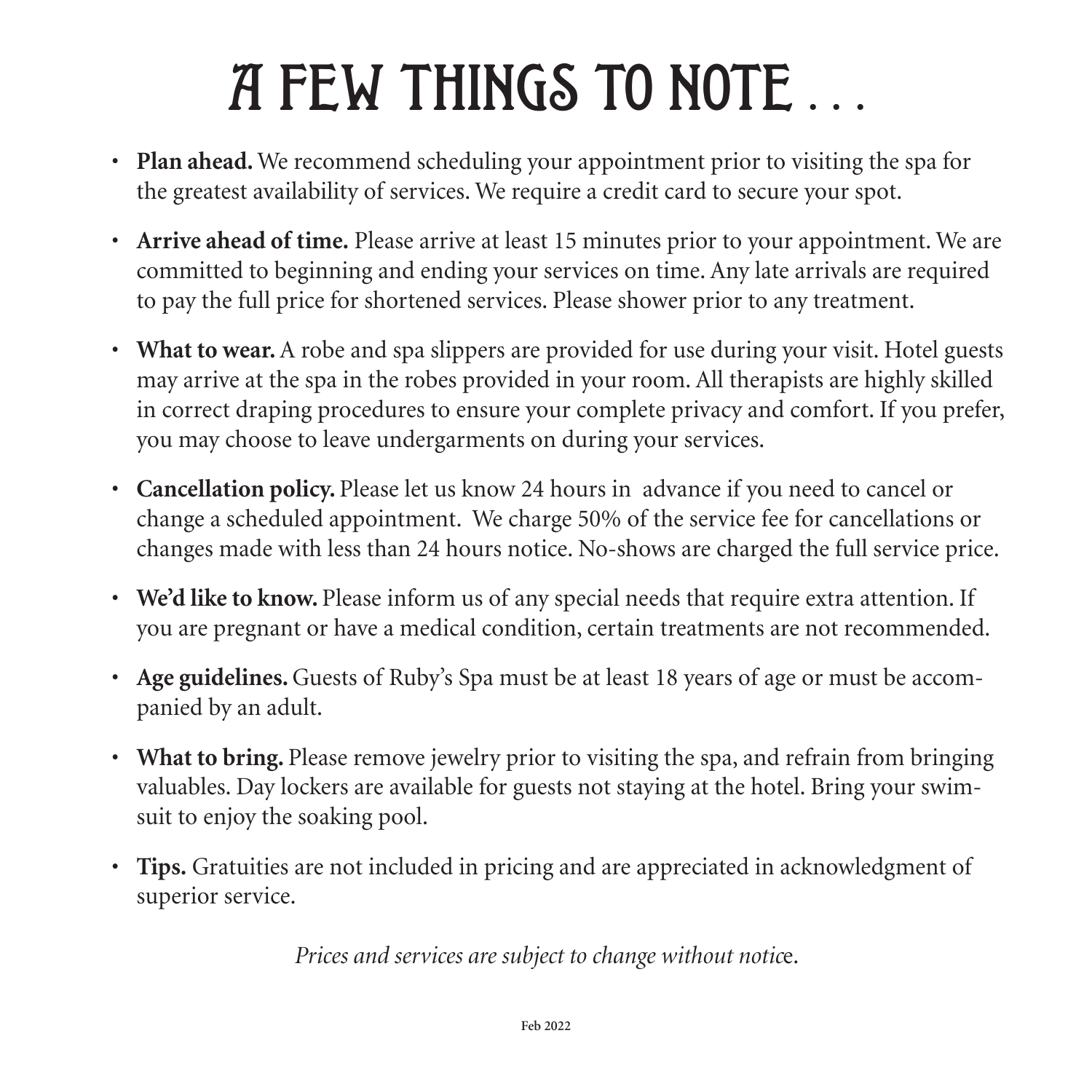# A FEW THINGS TO NOTE . . .

- **Plan ahead.** We recommend scheduling your appointment prior to visiting the spa for the greatest availability of services. We require a credit card to secure your spot.
- **Arrive ahead of time.** Please arrive at least 15 minutes prior to your appointment. We are committed to beginning and ending your services on time. Any late arrivals are required to pay the full price for shortened services. Please shower prior to any treatment.
- **What to wear.** A robe and spa slippers are provided for use during your visit. Hotel guests may arrive at the spa in the robes provided in your room. All therapists are highly skilled in correct draping procedures to ensure your complete privacy and comfort. If you prefer, you may choose to leave undergarments on during your services.
- **Cancellation policy.** Please let us know 24 hours in advance if you need to cancel or change a scheduled appointment. We charge 50% of the service fee for cancellations or changes made with less than 24 hours notice. No-shows are charged the full service price.
- **We'd like to know.** Please inform us of any special needs that require extra attention. If you are pregnant or have a medical condition, certain treatments are not recommended.
- **Age guidelines.** Guests of Ruby's Spa must be at least 18 years of age or must be accompanied by an adult.
- **What to bring.** Please remove jewelry prior to visiting the spa, and refrain from bringing valuables. Day lockers are available for guests not staying at the hotel. Bring your swimsuit to enjoy the soaking pool.
- **Tips.** Gratuities are not included in pricing and are appreciated in acknowledgment of superior service.

*Prices and services are subject to change without notice.*

Feb 2022